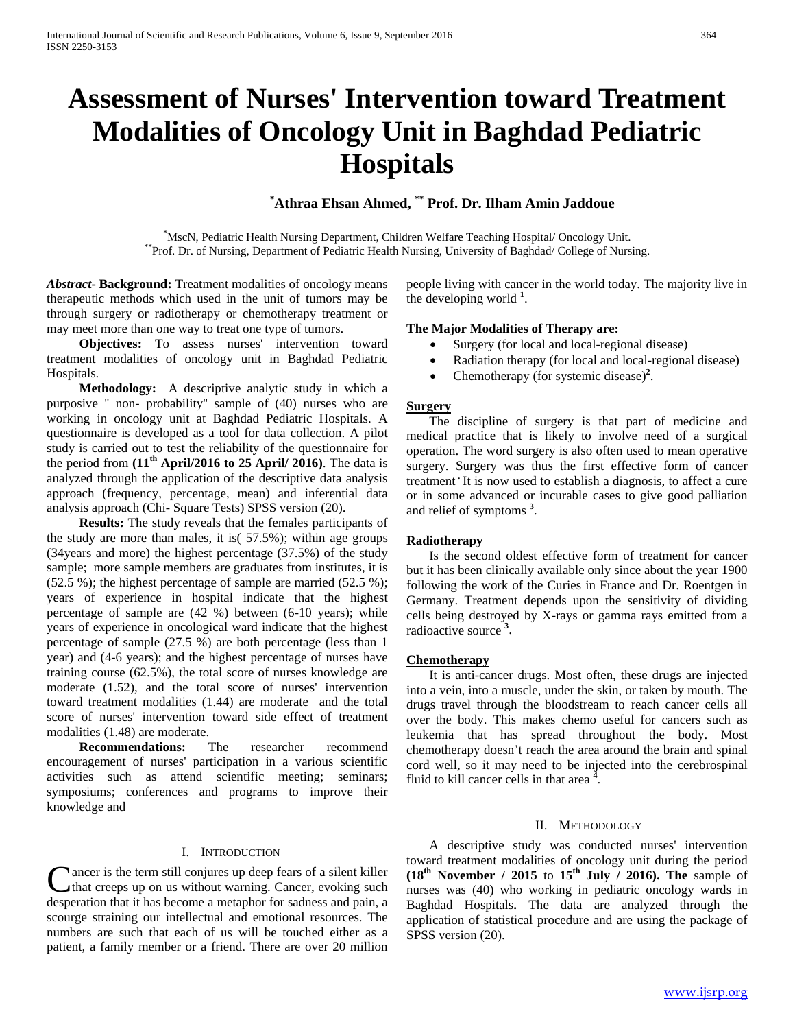# Assessment of Nurses' Intervention toward Treatment Modalities of Oncology Unit in Baghdad Pediatric Hospitals

**[*]Athraa Ehsan Ahmed, [**] Prof. Dr. Ilham Amin Jaddoue**

[*]MscN, Pediatric Health Nursing Department, Children Welfare Teaching Hospital/ Oncology Unit.
[**]Prof. Dr. of Nursing, Department of Pediatric Health Nursing, University of Baghdad/ College of Nursing.

***Abstract*- Background:** Treatment modalities of oncology means therapeutic methods which used in the unit of tumors may be through surgery or radiotherapy or chemotherapy treatment or may meet more than one way to treat one type of tumors.

**Objectives:** To assess nurses' intervention toward treatment modalities of oncology unit in Baghdad Pediatric Hospitals.

**Methodology:** A descriptive analytic study in which a purposive " non- probability" sample of (40) nurses who are working in oncology unit at Baghdad Pediatric Hospitals. A questionnaire is developed as a tool for data collection. A pilot study is carried out to test the reliability of the questionnaire for the period from **(11th April/2016 to 25 April/ 2016)**. The data is analyzed through the application of the descriptive data analysis approach (frequency, percentage, mean) and inferential data analysis approach (Chi- Square Tests) SPSS version (20).

**Results:** The study reveals that the females participants of the study are more than males, it is( 57.5%); within age groups (34years and more) the highest percentage (37.5%) of the study sample; more sample members are graduates from institutes, it is (52.5 %); the highest percentage of sample are married (52.5 %); years of experience in hospital indicate that the highest percentage of sample are (42 %) between (6-10 years); while years of experience in oncological ward indicate that the highest percentage of sample (27.5 %) are both percentage (less than 1 year) and (4-6 years); and the highest percentage of nurses have training course (62.5%), the total score of nurses knowledge are moderate (1.52), and the total score of nurses' intervention toward treatment modalities (1.44) are moderate and the total score of nurses' intervention toward side effect of treatment modalities (1.48) are moderate.

**Recommendations:** The researcher recommend encouragement of nurses' participation in a various scientific activities such as attend scientific meeting; seminars; symposiums; conferences and programs to improve their knowledge and

## I. Introduction

Cancer is the term still conjures up deep fears of a silent killer that creeps up on us without warning. Cancer, evoking such desperation that it has become a metaphor for sadness and pain, a scourge straining our intellectual and emotional resources. The numbers are such that each of us will be touched either as a patient, a family member or a friend. There are over 20 million people living with cancer in the world today. The majority live in the developing world [1].

**The Major Modalities of Therapy are:**

- Surgery (for local and local-regional disease)
- Radiation therapy (for local and local-regional disease)
- Chemotherapy (for systemic disease)[2].

### Surgery

The discipline of surgery is that part of medicine and medical practice that is likely to involve need of a surgical operation. The word surgery is also often used to mean operative surgery. Surgery was thus the first effective form of cancer treatment. It is now used to establish a diagnosis, to affect a cure or in some advanced or incurable cases to give good palliation and relief of symptoms [3].

### Radiotherapy

Is the second oldest effective form of treatment for cancer but it has been clinically available only since about the year 1900 following the work of the Curies in France and Dr. Roentgen in Germany. Treatment depends upon the sensitivity of dividing cells being destroyed by X-rays or gamma rays emitted from a radioactive source [3].

### Chemotherapy

It is anti-cancer drugs. Most often, these drugs are injected into a vein, into a muscle, under the skin, or taken by mouth. The drugs travel through the bloodstream to reach cancer cells all over the body. This makes chemo useful for cancers such as leukemia that has spread throughout the body. Most chemotherapy doesn't reach the area around the brain and spinal cord well, so it may need to be injected into the cerebrospinal fluid to kill cancer cells in that area [4].

## II. Methodology

A descriptive study was conducted nurses' intervention toward treatment modalities of oncology unit during the period **(18th November / 2015** to **15th July / 2016). The** sample of nurses was (40) who working in pediatric oncology wards in Baghdad Hospitals**.** The data are analyzed through the application of statistical procedure and are using the package of SPSS version (20).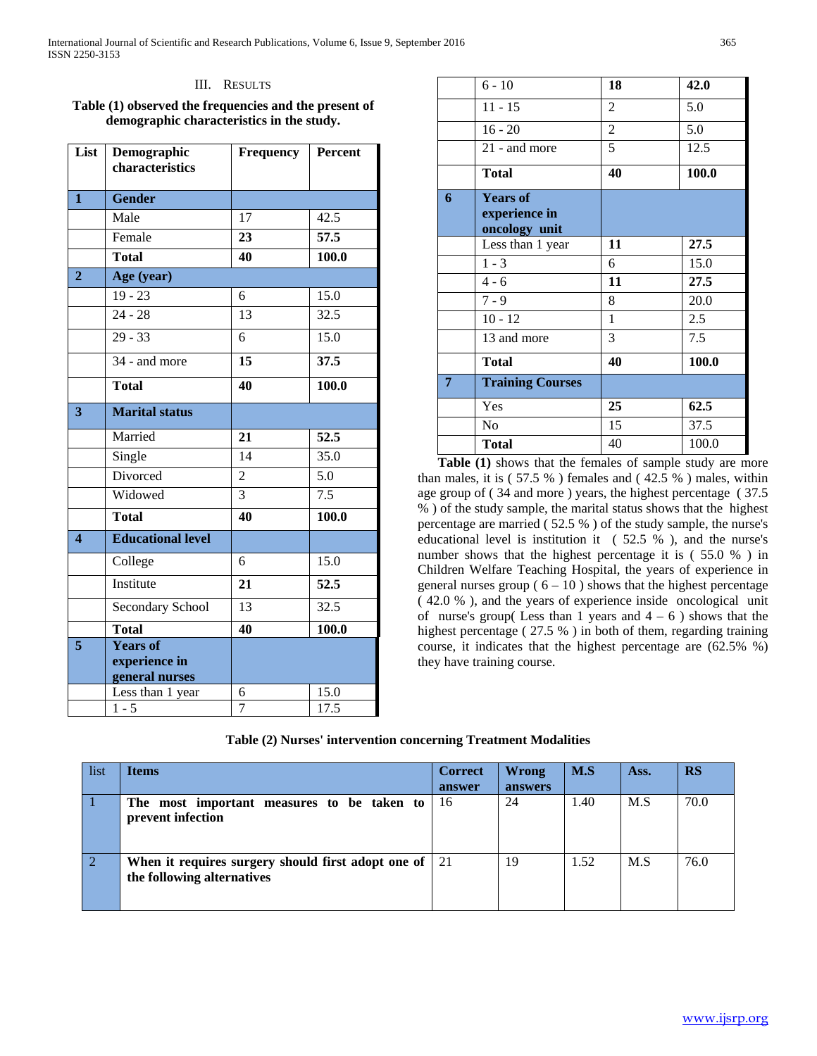## III. Results

**Table (1) observed the frequencies and the present of demographic characteristics in the study.**

| List | Demographic characteristics | Frequency | Percent |
|---|---|---|---|
| **1** | **Gender** | | |
| | Male | 17 | 42.5 |
| | Female | **23** | **57.5** |
| | **Total** | **40** | **100.0** |
| **2** | **Age (year)** | | |
| | 19 - 23 | 6 | 15.0 |
| | 24 - 28 | 13 | 32.5 |
| | 29 - 33 | 6 | 15.0 |
| | 34 - and more | **15** | **37.5** |
| | **Total** | **40** | **100.0** |
| **3** | **Marital status** | | |
| | Married | **21** | **52.5** |
| | Single | 14 | 35.0 |
| | Divorced | 2 | 5.0 |
| | Widowed | 3 | 7.5 |
| | **Total** | **40** | **100.0** |
| **4** | **Educational level** | | |
| | College | 6 | 15.0 |
| | Institute | **21** | **52.5** |
| | Secondary School | 13 | 32.5 |
| | **Total** | **40** | **100.0** |
| **5** | **Years of experience in general nurses** | | |
| | Less than 1 year | 6 | 15.0 |
| | 1 - 5 | 7 | 17.5 |
| | 6 - 10 | **18** | **42.0** |
| | 11 - 15 | 2 | 5.0 |
| | 16 - 20 | 2 | 5.0 |
| | 21 - and more | 5 | 12.5 |
| | **Total** | **40** | **100.0** |
| **6** | **Years of experience in oncology unit** | | |
| | Less than 1 year | **11** | **27.5** |
| | 1 - 3 | 6 | 15.0 |
| | 4 - 6 | **11** | **27.5** |
| | 7 - 9 | 8 | 20.0 |
| | 10 - 12 | 1 | 2.5 |
| | 13 and more | 3 | 7.5 |
| | **Total** | **40** | **100.0** |
| **7** | **Training Courses** | | |
| | Yes | **25** | **62.5** |
| | No | 15 | 37.5 |
| | **Total** | 40 | 100.0 |

**Table (1)** shows that the females of sample study are more than males, it is ( 57.5 % ) females and ( 42.5 % ) males, within age group of ( 34 and more ) years, the highest percentage ( 37.5 % ) of the study sample, the marital status shows that the highest percentage are married ( 52.5 % ) of the study sample, the nurse's educational level is institution it ( 52.5 % ), and the nurse's number shows that the highest percentage it is ( 55.0 % ) in Children Welfare Teaching Hospital, the years of experience in general nurses group ( 6 – 10 ) shows that the highest percentage ( 42.0 % ), and the years of experience inside oncological unit of nurse's group( Less than 1 years and 4 – 6 ) shows that the highest percentage ( 27.5 % ) in both of them, regarding training course, it indicates that the highest percentage are (62.5% %) they have training course.

**Table (2) Nurses' intervention concerning Treatment Modalities**

| list | Items | Correct answer | Wrong answers | M.S | Ass. | RS |
|---|---|---|---|---|---|---|
| 1 | **The most important measures to be taken to prevent infection** | 16 | 24 | 1.40 | M.S | 70.0 |
| 2 | **When it requires surgery should first adopt one of the following alternatives** | 21 | 19 | 1.52 | M.S | 76.0 |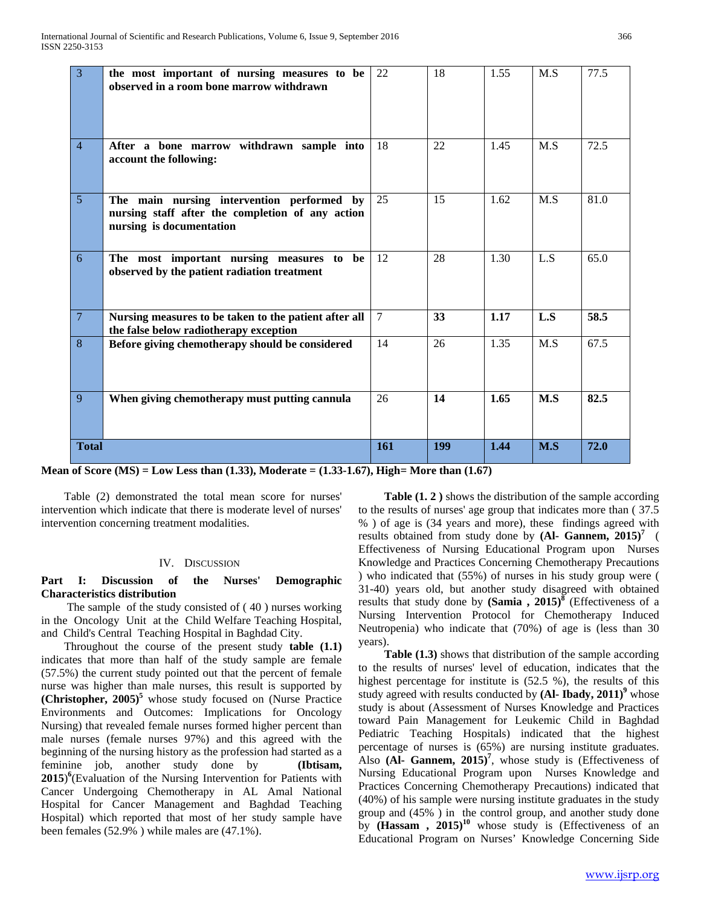| 3 | **the most important of nursing measures to be observed in a room bone marrow withdrawn** | 22 | 18 | 1.55 | M.S | 77.5 |
|---|---|---|---|---|---|---|
| 4 | **After a bone marrow withdrawn sample into account the following:** | 18 | 22 | 1.45 | M.S | 72.5 |
| 5 | **The main nursing intervention performed by nursing staff after the completion of any action nursing is documentation** | 25 | 15 | 1.62 | M.S | 81.0 |
| 6 | **The most important nursing measures to be observed by the patient radiation treatment** | 12 | 28 | 1.30 | L.S | 65.0 |
| 7 | **Nursing measures to be taken to the patient after all the false below radiotherapy exception** | 7 | **33** | **1.17** | **L.S** | **58.5** |
| 8 | **Before giving chemotherapy should be considered** | 14 | 26 | 1.35 | M.S | 67.5 |
| 9 | **When giving chemotherapy must putting cannula** | 26 | **14** | **1.65** | **M.S** | **82.5** |
| **Total** | | **161** | **199** | **1.44** | **M.S** | **72.0** |

**Mean of Score (MS) = Low Less than (1.33), Moderate = (1.33-1.67), High= More than (1.67)**

Table (2) demonstrated the total mean score for nurses' intervention which indicate that there is moderate level of nurses' intervention concerning treatment modalities.

## IV. Discussion

### Part I: Discussion of the Nurses' Demographic Characteristics distribution

The sample of the study consisted of ( 40 ) nurses working in the Oncology Unit at the Child Welfare Teaching Hospital, and Child's Central Teaching Hospital in Baghdad City.

Throughout the course of the present study **table (1.1)** indicates that more than half of the study sample are female (57.5%) the current study pointed out that the percent of female nurse was higher than male nurses, this result is supported by **(Christopher, 2005)**[5] whose study focused on (Nurse Practice Environments and Outcomes: Implications for Oncology Nursing) that revealed female nurses formed higher percent than male nurses (female nurses 97%) and this agreed with the beginning of the nursing history as the profession had started as a feminine job, another study done by **(Ibtisam, 2015)**[6](Evaluation of the Nursing Intervention for Patients with Cancer Undergoing Chemotherapy in AL Amal National Hospital for Cancer Management and Baghdad Teaching Hospital) which reported that most of her study sample have been females (52.9% ) while males are (47.1%).

**Table (1. 2 )** shows the distribution of the sample according to the results of nurses' age group that indicates more than ( 37.5 % ) of age is (34 years and more), these findings agreed with results obtained from study done by **(Al- Gannem, 2015)**[7] ( Effectiveness of Nursing Educational Program upon Nurses Knowledge and Practices Concerning Chemotherapy Precautions ) who indicated that (55%) of nurses in his study group were ( 31-40) years old, but another study disagreed with obtained results that study done by **(Samia , 2015)**[8] (Effectiveness of a Nursing Intervention Protocol for Chemotherapy Induced Neutropenia) who indicate that (70%) of age is (less than 30 years).

**Table (1.3)** shows that distribution of the sample according to the results of nurses' level of education, indicates that the highest percentage for institute is (52.5 %), the results of this study agreed with results conducted by **(Al- Ibady, 2011)**[9] whose study is about (Assessment of Nurses Knowledge and Practices toward Pain Management for Leukemic Child in Baghdad Pediatric Teaching Hospitals) indicated that the highest percentage of nurses is (65%) are nursing institute graduates. Also **(Al- Gannem, 2015)**[7], whose study is (Effectiveness of Nursing Educational Program upon Nurses Knowledge and Practices Concerning Chemotherapy Precautions) indicated that (40%) of his sample were nursing institute graduates in the study group and (45% ) in the control group, and another study done by **(Hassam , 2015)**[10] whose study is (Effectiveness of an Educational Program on Nurses' Knowledge Concerning Side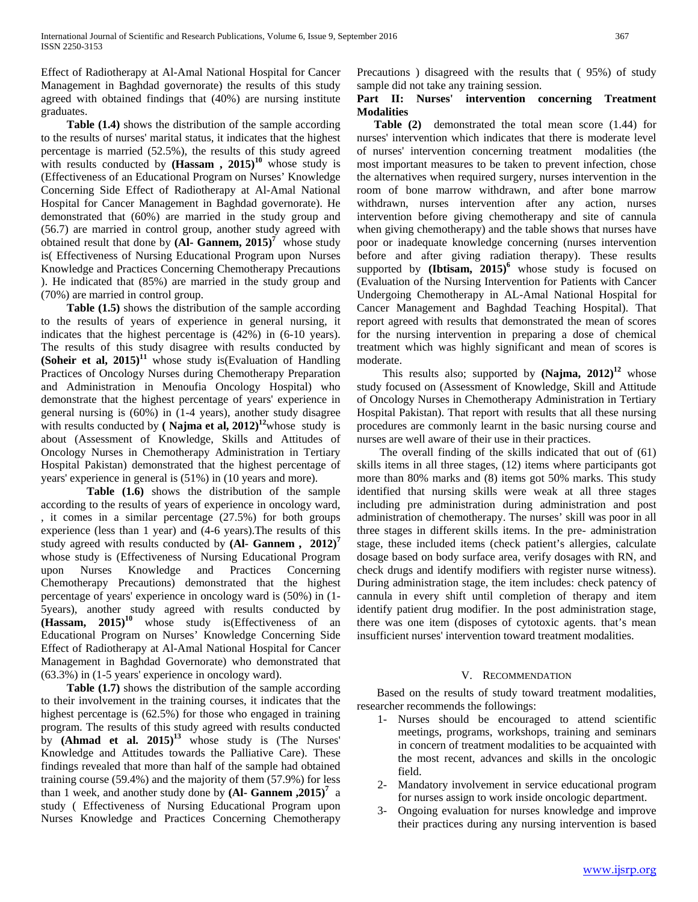Effect of Radiotherapy at Al-Amal National Hospital for Cancer Management in Baghdad governorate) the results of this study agreed with obtained findings that (40%) are nursing institute graduates.

**Table (1.4)** shows the distribution of the sample according to the results of nurses' marital status, it indicates that the highest percentage is married (52.5%), the results of this study agreed with results conducted by **(Hassam , 2015)**[10] whose study is (Effectiveness of an Educational Program on Nurses' Knowledge Concerning Side Effect of Radiotherapy at Al-Amal National Hospital for Cancer Management in Baghdad governorate). He demonstrated that (60%) are married in the study group and (56.7) are married in control group, another study agreed with obtained result that done by **(Al- Gannem, 2015)**[7] whose study is( Effectiveness of Nursing Educational Program upon Nurses Knowledge and Practices Concerning Chemotherapy Precautions ). He indicated that (85%) are married in the study group and (70%) are married in control group.

**Table (1.5)** shows the distribution of the sample according to the results of years of experience in general nursing, it indicates that the highest percentage is (42%) in (6-10 years). The results of this study disagree with results conducted by **(Soheir et al, 2015)**[11] whose study is(Evaluation of Handling Practices of Oncology Nurses during Chemotherapy Preparation and Administration in Menoufia Oncology Hospital) who demonstrate that the highest percentage of years' experience in general nursing is (60%) in (1-4 years), another study disagree with results conducted by **( Najma et al, 2012)**[12]whose study is about (Assessment of Knowledge, Skills and Attitudes of Oncology Nurses in Chemotherapy Administration in Tertiary Hospital Pakistan) demonstrated that the highest percentage of years' experience in general is (51%) in (10 years and more).

**Table (1.6)** shows the distribution of the sample according to the results of years of experience in oncology ward, , it comes in a similar percentage (27.5%) for both groups experience (less than 1 year) and (4-6 years).The results of this study agreed with results conducted by **(Al- Gannem , 2012)**[7] whose study is (Effectiveness of Nursing Educational Program upon Nurses Knowledge and Practices Concerning Chemotherapy Precautions) demonstrated that the highest percentage of years' experience in oncology ward is (50%) in (1-5years), another study agreed with results conducted by **(Hassam, 2015)**[10] whose study is(Effectiveness of an Educational Program on Nurses' Knowledge Concerning Side Effect of Radiotherapy at Al-Amal National Hospital for Cancer Management in Baghdad Governorate) who demonstrated that (63.3%) in (1-5 years' experience in oncology ward).

**Table (1.7)** shows the distribution of the sample according to their involvement in the training courses, it indicates that the highest percentage is (62.5%) for those who engaged in training program. The results of this study agreed with results conducted by **(Ahmad et al. 2015)**[13] whose study is (The Nurses' Knowledge and Attitudes towards the Palliative Care). These findings revealed that more than half of the sample had obtained training course (59.4%) and the majority of them (57.9%) for less than 1 week, and another study done by **(Al- Gannem ,2015)**[7] a study ( Effectiveness of Nursing Educational Program upon Nurses Knowledge and Practices Concerning Chemotherapy Precautions ) disagreed with the results that ( 95%) of study sample did not take any training session.

**Part II: Nurses' intervention concerning Treatment Modalities**

**Table (2)** demonstrated the total mean score (1.44) for nurses' intervention which indicates that there is moderate level of nurses' intervention concerning treatment modalities (the most important measures to be taken to prevent infection, chose the alternatives when required surgery, nurses intervention in the room of bone marrow withdrawn, and after bone marrow withdrawn, nurses intervention after any action, nurses intervention before giving chemotherapy and site of cannula when giving chemotherapy) and the table shows that nurses have poor or inadequate knowledge concerning (nurses intervention before and after giving radiation therapy). These results supported by **(Ibtisam, 2015)**[6] whose study is focused on (Evaluation of the Nursing Intervention for Patients with Cancer Undergoing Chemotherapy in AL-Amal National Hospital for Cancer Management and Baghdad Teaching Hospital). That report agreed with results that demonstrated the mean of scores for the nursing intervention in preparing a dose of chemical treatment which was highly significant and mean of scores is moderate.

This results also; supported by **(Najma, 2012)**[12] whose study focused on (Assessment of Knowledge, Skill and Attitude of Oncology Nurses in Chemotherapy Administration in Tertiary Hospital Pakistan). That report with results that all these nursing procedures are commonly learnt in the basic nursing course and nurses are well aware of their use in their practices.

The overall finding of the skills indicated that out of (61) skills items in all three stages, (12) items where participants got more than 80% marks and (8) items got 50% marks. This study identified that nursing skills were weak at all three stages including pre administration during administration and post administration of chemotherapy. The nurses' skill was poor in all three stages in different skills items. In the pre- administration stage, these included items (check patient's allergies, calculate dosage based on body surface area, verify dosages with RN, and check drugs and identify modifiers with register nurse witness). During administration stage, the item includes: check patency of cannula in every shift until completion of therapy and item identify patient drug modifier. In the post administration stage, there was one item (disposes of cytotoxic agents. that's mean insufficient nurses' intervention toward treatment modalities.

## V. Recommendation

Based on the results of study toward treatment modalities, researcher recommends the followings:

1- Nurses should be encouraged to attend scientific meetings, programs, workshops, training and seminars in concern of treatment modalities to be acquainted with the most recent, advances and skills in the oncologic field.
2- Mandatory involvement in service educational program for nurses assign to work inside oncologic department.
3- Ongoing evaluation for nurses knowledge and improve their practices during any nursing intervention is based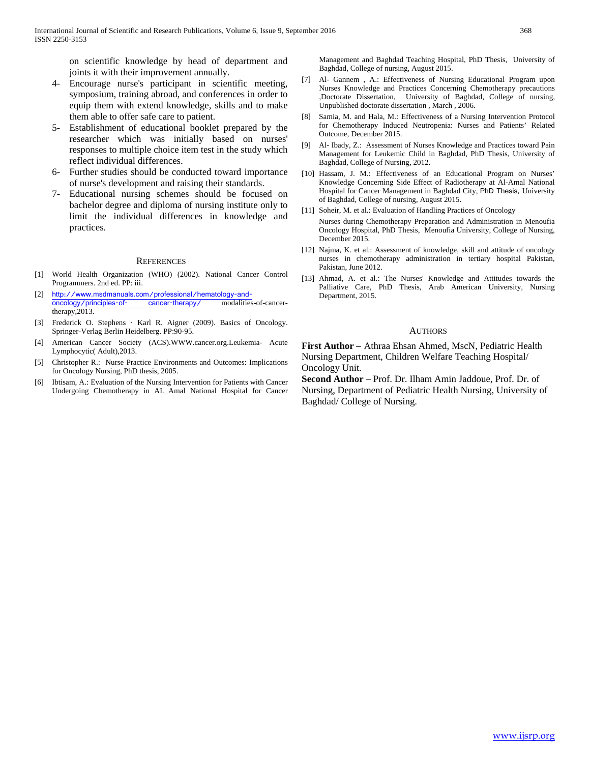on scientific knowledge by head of department and joints it with their improvement annually.

4- Encourage nurse's participant in scientific meeting, symposium, training abroad, and conferences in order to equip them with extend knowledge, skills and to make them able to offer safe care to patient.
5- Establishment of educational booklet prepared by the researcher which was initially based on nurses' responses to multiple choice item test in the study which reflect individual differences.
6- Further studies should be conducted toward importance of nurse's development and raising their standards.
7- Educational nursing schemes should be focused on bachelor degree and diploma of nursing institute only to limit the individual differences in knowledge and practices.

## REFERENCES

[1] World Health Organization (WHO) (2002). National Cancer Control Programmers. 2nd ed. PP: iii.

[2] http://www.msdmanuals.com/professional/hematology-and-oncology/principles-of- cancer-therapy/ modalities-of-cancer-therapy,2013.

[3] Frederick O. Stephens · Karl R. Aigner (2009). Basics of Oncology. Springer-Verlag Berlin Heidelberg. PP:90-95.

[4] American Cancer Society (ACS).WWW.cancer.org.Leukemia- Acute Lymphocytic( Adult),2013.

[5] Christopher R.: Nurse Practice Environments and Outcomes: Implications for Oncology Nursing, PhD thesis, 2005.

[6] Ibtisam, A.: Evaluation of the Nursing Intervention for Patients with Cancer Undergoing Chemotherapy in AL_Amal National Hospital for Cancer Management and Baghdad Teaching Hospital, PhD Thesis, University of Baghdad, College of nursing, August 2015.

[7] Al- Gannem , A.: Effectiveness of Nursing Educational Program upon Nurses Knowledge and Practices Concerning Chemotherapy precautions ,Doctorate Dissertation, University of Baghdad, College of nursing, Unpublished doctorate dissertation , March , 2006.

[8] Samia, M. and Hala, M.: Effectiveness of a Nursing Intervention Protocol for Chemotherapy Induced Neutropenia: Nurses and Patients' Related Outcome, December 2015.

[9] Al- Ibady, Z.: Assessment of Nurses Knowledge and Practices toward Pain Management for Leukemic Child in Baghdad, PhD Thesis, University of Baghdad, College of Nursing, 2012.

[10] Hassam, J. M.: Effectiveness of an Educational Program on Nurses' Knowledge Concerning Side Effect of Radiotherapy at Al-Amal National Hospital for Cancer Management in Baghdad City, PhD Thesis, University of Baghdad, College of nursing, August 2015.

[11] Soheir, M. et al.: Evaluation of Handling Practices of Oncology Nurses during Chemotherapy Preparation and Administration in Menoufia Oncology Hospital, PhD Thesis, Menoufia University, College of Nursing, December 2015.

[12] Najma, K. et al.: Assessment of knowledge, skill and attitude of oncology nurses in chemotherapy administration in tertiary hospital Pakistan, Pakistan, June 2012.

[13] Ahmad, A. et al.: The Nurses' Knowledge and Attitudes towards the Palliative Care, PhD Thesis, Arab American University, Nursing Department, 2015.

## AUTHORS

**First Author** – Athraa Ehsan Ahmed, MscN, Pediatric Health Nursing Department, Children Welfare Teaching Hospital/ Oncology Unit.

**Second Author** – Prof. Dr. Ilham Amin Jaddoue, Prof. Dr. of Nursing, Department of Pediatric Health Nursing, University of Baghdad/ College of Nursing.